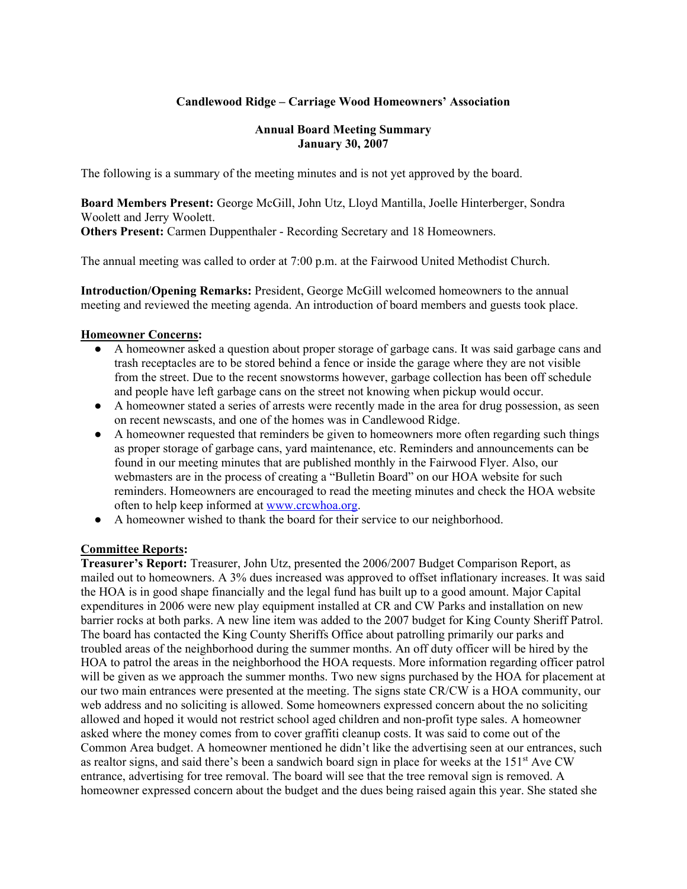**Candlewood Ridge – Carriage Wood Homeowners' Association**

**Annual Board Meeting Summary**
**January 30, 2007**

The following is a summary of the meeting minutes and is not yet approved by the board.

**Board Members Present:** George McGill, John Utz, Lloyd Mantilla, Joelle Hinterberger, Sondra Woolett and Jerry Woolett.
**Others Present:** Carmen Duppenthaler - Recording Secretary and 18 Homeowners.

The annual meeting was called to order at 7:00 p.m. at the Fairwood United Methodist Church.

**Introduction/Opening Remarks:** President, George McGill welcomed homeowners to the annual meeting and reviewed the meeting agenda. An introduction of board members and guests took place.

**Homeowner Concerns:**

- A homeowner asked a question about proper storage of garbage cans. It was said garbage cans and trash receptacles are to be stored behind a fence or inside the garage where they are not visible from the street. Due to the recent snowstorms however, garbage collection has been off schedule and people have left garbage cans on the street not knowing when pickup would occur.
- A homeowner stated a series of arrests were recently made in the area for drug possession, as seen on recent newscasts, and one of the homes was in Candlewood Ridge.
- A homeowner requested that reminders be given to homeowners more often regarding such things as proper storage of garbage cans, yard maintenance, etc. Reminders and announcements can be found in our meeting minutes that are published monthly in the Fairwood Flyer. Also, our webmasters are in the process of creating a "Bulletin Board" on our HOA website for such reminders. Homeowners are encouraged to read the meeting minutes and check the HOA website often to help keep informed at www.crcwhoa.org.
- A homeowner wished to thank the board for their service to our neighborhood.

**Committee Reports:**

**Treasurer's Report:** Treasurer, John Utz, presented the 2006/2007 Budget Comparison Report, as mailed out to homeowners. A 3% dues increased was approved to offset inflationary increases. It was said the HOA is in good shape financially and the legal fund has built up to a good amount. Major Capital expenditures in 2006 were new play equipment installed at CR and CW Parks and installation on new barrier rocks at both parks. A new line item was added to the 2007 budget for King County Sheriff Patrol. The board has contacted the King County Sheriffs Office about patrolling primarily our parks and troubled areas of the neighborhood during the summer months. An off duty officer will be hired by the HOA to patrol the areas in the neighborhood the HOA requests. More information regarding officer patrol will be given as we approach the summer months. Two new signs purchased by the HOA for placement at our two main entrances were presented at the meeting. The signs state CR/CW is a HOA community, our web address and no soliciting is allowed. Some homeowners expressed concern about the no soliciting allowed and hoped it would not restrict school aged children and non-profit type sales. A homeowner asked where the money comes from to cover graffiti cleanup costs. It was said to come out of the Common Area budget. A homeowner mentioned he didn't like the advertising seen at our entrances, such as realtor signs, and said there's been a sandwich board sign in place for weeks at the 151st Ave CW entrance, advertising for tree removal. The board will see that the tree removal sign is removed. A homeowner expressed concern about the budget and the dues being raised again this year. She stated she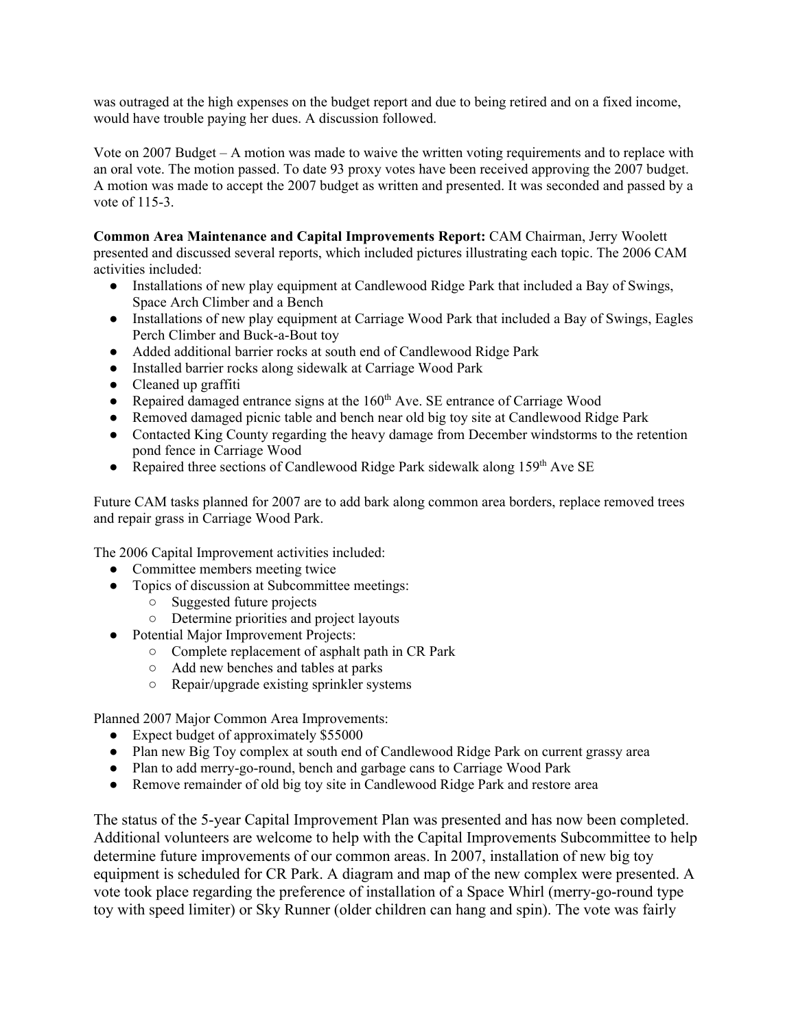was outraged at the high expenses on the budget report and due to being retired and on a fixed income, would have trouble paying her dues. A discussion followed.

Vote on 2007 Budget – A motion was made to waive the written voting requirements and to replace with an oral vote. The motion passed. To date 93 proxy votes have been received approving the 2007 budget. A motion was made to accept the 2007 budget as written and presented. It was seconded and passed by a vote of 115-3.

**Common Area Maintenance and Capital Improvements Report:** CAM Chairman, Jerry Woolett presented and discussed several reports, which included pictures illustrating each topic. The 2006 CAM activities included:

- Installations of new play equipment at Candlewood Ridge Park that included a Bay of Swings, Space Arch Climber and a Bench
- Installations of new play equipment at Carriage Wood Park that included a Bay of Swings, Eagles Perch Climber and Buck-a-Bout toy
- Added additional barrier rocks at south end of Candlewood Ridge Park
- Installed barrier rocks along sidewalk at Carriage Wood Park
- Cleaned up graffiti
- Repaired damaged entrance signs at the 160th Ave. SE entrance of Carriage Wood
- Removed damaged picnic table and bench near old big toy site at Candlewood Ridge Park
- Contacted King County regarding the heavy damage from December windstorms to the retention pond fence in Carriage Wood
- Repaired three sections of Candlewood Ridge Park sidewalk along 159th Ave SE

Future CAM tasks planned for 2007 are to add bark along common area borders, replace removed trees and repair grass in Carriage Wood Park.

The 2006 Capital Improvement activities included:

- Committee members meeting twice
- Topics of discussion at Subcommittee meetings:
  - Suggested future projects
  - Determine priorities and project layouts
- Potential Major Improvement Projects:
  - Complete replacement of asphalt path in CR Park
  - Add new benches and tables at parks
  - Repair/upgrade existing sprinkler systems

Planned 2007 Major Common Area Improvements:

- Expect budget of approximately $55000
- Plan new Big Toy complex at south end of Candlewood Ridge Park on current grassy area
- Plan to add merry-go-round, bench and garbage cans to Carriage Wood Park
- Remove remainder of old big toy site in Candlewood Ridge Park and restore area

The status of the 5-year Capital Improvement Plan was presented and has now been completed. Additional volunteers are welcome to help with the Capital Improvements Subcommittee to help determine future improvements of our common areas. In 2007, installation of new big toy equipment is scheduled for CR Park. A diagram and map of the new complex were presented. A vote took place regarding the preference of installation of a Space Whirl (merry-go-round type toy with speed limiter) or Sky Runner (older children can hang and spin). The vote was fairly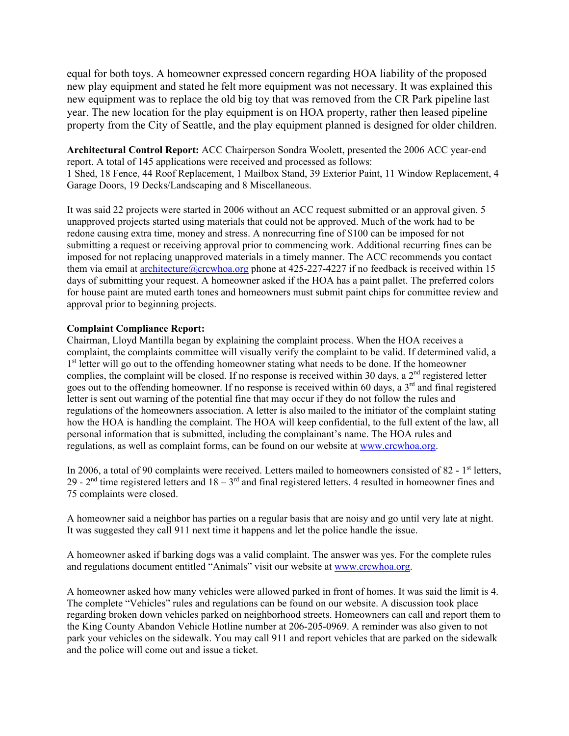equal for both toys. A homeowner expressed concern regarding HOA liability of the proposed new play equipment and stated he felt more equipment was not necessary. It was explained this new equipment was to replace the old big toy that was removed from the CR Park pipeline last year. The new location for the play equipment is on HOA property, rather then leased pipeline property from the City of Seattle, and the play equipment planned is designed for older children.

**Architectural Control Report:** ACC Chairperson Sondra Woolett, presented the 2006 ACC year-end report. A total of 145 applications were received and processed as follows:
1 Shed, 18 Fence, 44 Roof Replacement, 1 Mailbox Stand, 39 Exterior Paint, 11 Window Replacement, 4 Garage Doors, 19 Decks/Landscaping and 8 Miscellaneous.

It was said 22 projects were started in 2006 without an ACC request submitted or an approval given. 5 unapproved projects started using materials that could not be approved. Much of the work had to be redone causing extra time, money and stress. A nonrecurring fine of $100 can be imposed for not submitting a request or receiving approval prior to commencing work. Additional recurring fines can be imposed for not replacing unapproved materials in a timely manner. The ACC recommends you contact them via email at architecture@crcwhoa.org phone at 425-227-4227 if no feedback is received within 15 days of submitting your request. A homeowner asked if the HOA has a paint pallet. The preferred colors for house paint are muted earth tones and homeowners must submit paint chips for committee review and approval prior to beginning projects.

**Complaint Compliance Report:**
Chairman, Lloyd Mantilla began by explaining the complaint process. When the HOA receives a complaint, the complaints committee will visually verify the complaint to be valid. If determined valid, a 1st letter will go out to the offending homeowner stating what needs to be done. If the homeowner complies, the complaint will be closed. If no response is received within 30 days, a 2nd registered letter goes out to the offending homeowner. If no response is received within 60 days, a 3rd and final registered letter is sent out warning of the potential fine that may occur if they do not follow the rules and regulations of the homeowners association. A letter is also mailed to the initiator of the complaint stating how the HOA is handling the complaint. The HOA will keep confidential, to the full extent of the law, all personal information that is submitted, including the complainant's name. The HOA rules and regulations, as well as complaint forms, can be found on our website at www.crcwhoa.org.

In 2006, a total of 90 complaints were received. Letters mailed to homeowners consisted of 82 - 1st letters, 29 - 2nd time registered letters and 18 – 3rd and final registered letters. 4 resulted in homeowner fines and 75 complaints were closed.

A homeowner said a neighbor has parties on a regular basis that are noisy and go until very late at night. It was suggested they call 911 next time it happens and let the police handle the issue.

A homeowner asked if barking dogs was a valid complaint. The answer was yes. For the complete rules and regulations document entitled "Animals" visit our website at www.crcwhoa.org.

A homeowner asked how many vehicles were allowed parked in front of homes. It was said the limit is 4. The complete "Vehicles" rules and regulations can be found on our website. A discussion took place regarding broken down vehicles parked on neighborhood streets. Homeowners can call and report them to the King County Abandon Vehicle Hotline number at 206-205-0969. A reminder was also given to not park your vehicles on the sidewalk. You may call 911 and report vehicles that are parked on the sidewalk and the police will come out and issue a ticket.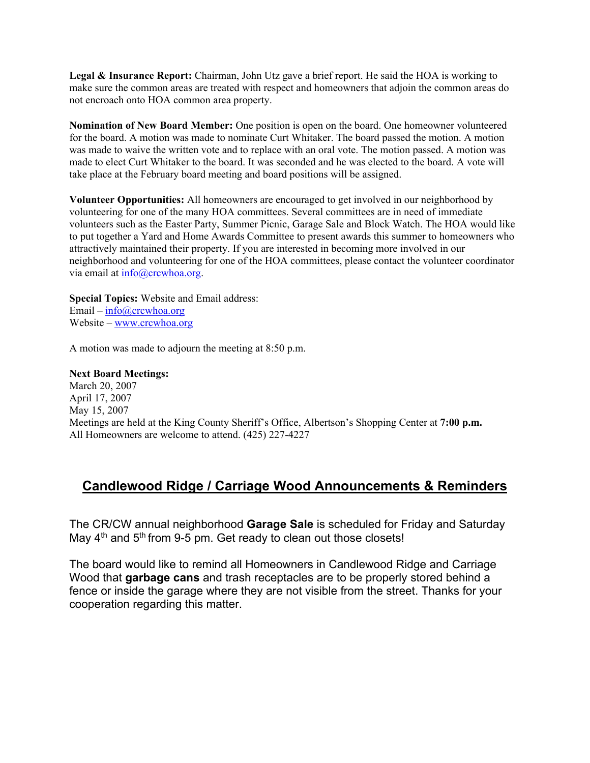**Legal & Insurance Report:** Chairman, John Utz gave a brief report. He said the HOA is working to make sure the common areas are treated with respect and homeowners that adjoin the common areas do not encroach onto HOA common area property.

**Nomination of New Board Member:** One position is open on the board. One homeowner volunteered for the board. A motion was made to nominate Curt Whitaker. The board passed the motion. A motion was made to waive the written vote and to replace with an oral vote. The motion passed. A motion was made to elect Curt Whitaker to the board. It was seconded and he was elected to the board. A vote will take place at the February board meeting and board positions will be assigned.

**Volunteer Opportunities:** All homeowners are encouraged to get involved in our neighborhood by volunteering for one of the many HOA committees. Several committees are in need of immediate volunteers such as the Easter Party, Summer Picnic, Garage Sale and Block Watch. The HOA would like to put together a Yard and Home Awards Committee to present awards this summer to homeowners who attractively maintained their property. If you are interested in becoming more involved in our neighborhood and volunteering for one of the HOA committees, please contact the volunteer coordinator via email at info@crcwhoa.org.

**Special Topics:** Website and Email address:
Email – info@crcwhoa.org
Website – www.crcwhoa.org

A motion was made to adjourn the meeting at 8:50 p.m.

**Next Board Meetings:**
March 20, 2007
April 17, 2007
May 15, 2007
Meetings are held at the King County Sheriff's Office, Albertson's Shopping Center at **7:00 p.m.**
All Homeowners are welcome to attend. (425) 227-4227

## Candlewood Ridge / Carriage Wood Announcements & Reminders

The CR/CW annual neighborhood **Garage Sale** is scheduled for Friday and Saturday May 4th and 5th from 9-5 pm. Get ready to clean out those closets!

The board would like to remind all Homeowners in Candlewood Ridge and Carriage Wood that **garbage cans** and trash receptacles are to be properly stored behind a fence or inside the garage where they are not visible from the street. Thanks for your cooperation regarding this matter.